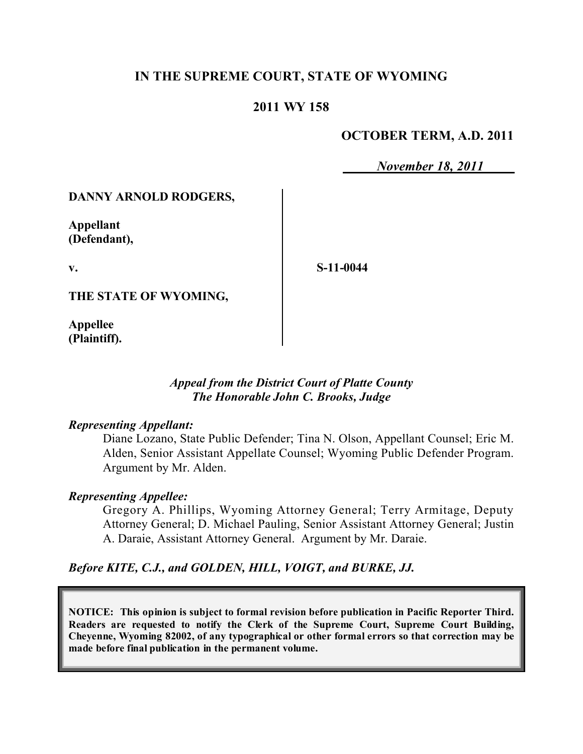# IN THE SUPREME COURT, STATE OF WYOMING

## 2011 WY 158

**OCTOBER TERM, A.D. 2011**

*November 18, 2011*

**DANNY ARNOLD RODGERS,**

**Appellant (Defendant),**

**v.**

**THE STATE OF WYOMING,**

**Appellee (Plaintiff).**

**S-11-0044**

*Appeal from the District Court of Platte County*
*The Honorable John C. Brooks, Judge*

*Representing Appellant:*

Diane Lozano, State Public Defender; Tina N. Olson, Appellant Counsel; Eric M. Alden, Senior Assistant Appellate Counsel; Wyoming Public Defender Program. Argument by Mr. Alden.

*Representing Appellee:*

Gregory A. Phillips, Wyoming Attorney General; Terry Armitage, Deputy Attorney General; D. Michael Pauling, Senior Assistant Attorney General; Justin A. Daraie, Assistant Attorney General. Argument by Mr. Daraie.

*Before KITE, C.J., and GOLDEN, HILL, VOIGT, and BURKE, JJ.*

**NOTICE: This opinion is subject to formal revision before publication in Pacific Reporter Third. Readers are requested to notify the Clerk of the Supreme Court, Supreme Court Building, Cheyenne, Wyoming 82002, of any typographical or other formal errors so that correction may be made before final publication in the permanent volume.**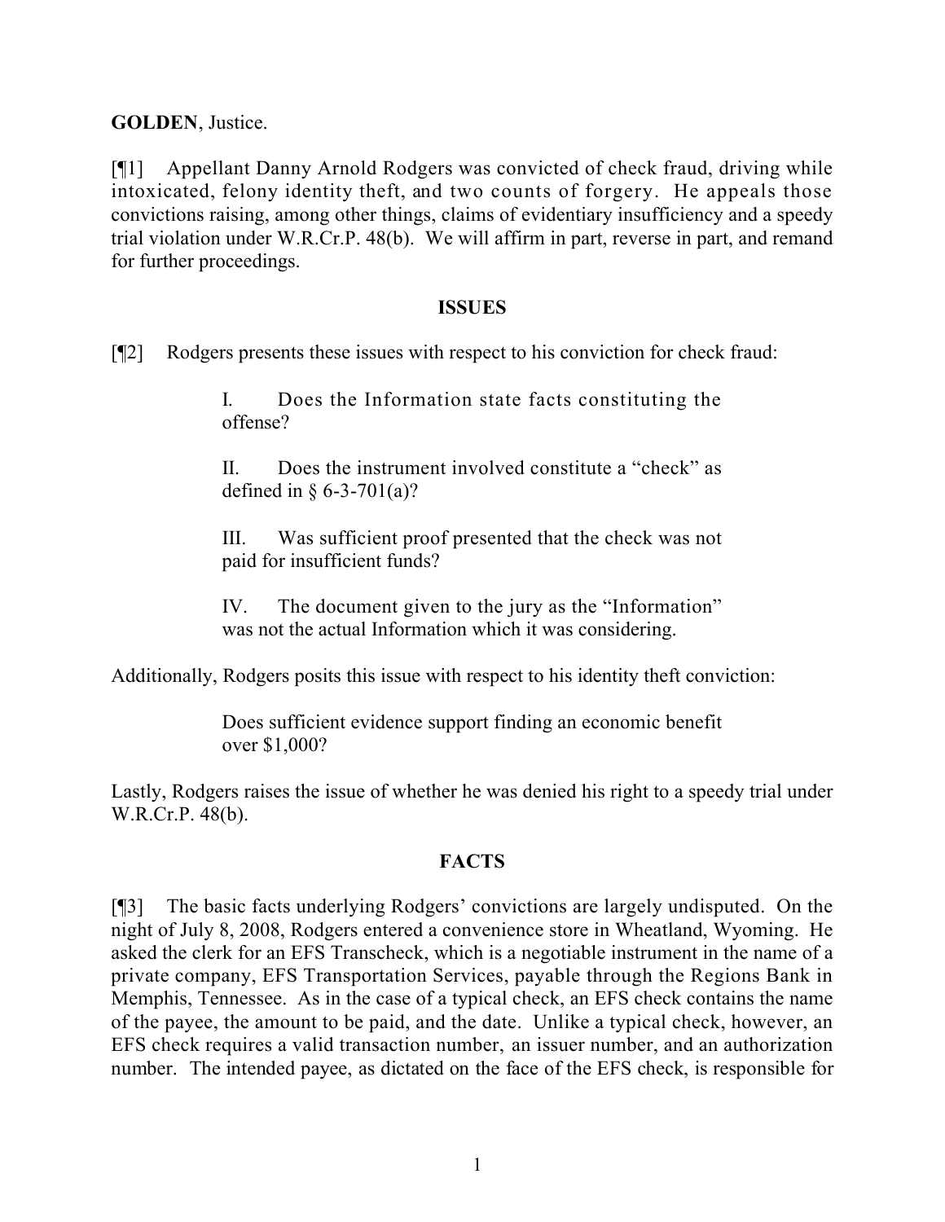**GOLDEN**, Justice.

[¶1] Appellant Danny Arnold Rodgers was convicted of check fraud, driving while intoxicated, felony identity theft, and two counts of forgery. He appeals those convictions raising, among other things, claims of evidentiary insufficiency and a speedy trial violation under W.R.Cr.P. 48(b). We will affirm in part, reverse in part, and remand for further proceedings.

## ISSUES

[¶2] Rodgers presents these issues with respect to his conviction for check fraud:

> I. Does the Information state facts constituting the offense?
>
> II. Does the instrument involved constitute a "check" as defined in § 6-3-701(a)?
>
> III. Was sufficient proof presented that the check was not paid for insufficient funds?
>
> IV. The document given to the jury as the "Information" was not the actual Information which it was considering.

Additionally, Rodgers posits this issue with respect to his identity theft conviction:

> Does sufficient evidence support finding an economic benefit over $1,000?

Lastly, Rodgers raises the issue of whether he was denied his right to a speedy trial under W.R.Cr.P. 48(b).

## FACTS

[¶3] The basic facts underlying Rodgers' convictions are largely undisputed. On the night of July 8, 2008, Rodgers entered a convenience store in Wheatland, Wyoming. He asked the clerk for an EFS Transcheck, which is a negotiable instrument in the name of a private company, EFS Transportation Services, payable through the Regions Bank in Memphis, Tennessee. As in the case of a typical check, an EFS check contains the name of the payee, the amount to be paid, and the date. Unlike a typical check, however, an EFS check requires a valid transaction number, an issuer number, and an authorization number. The intended payee, as dictated on the face of the EFS check, is responsible for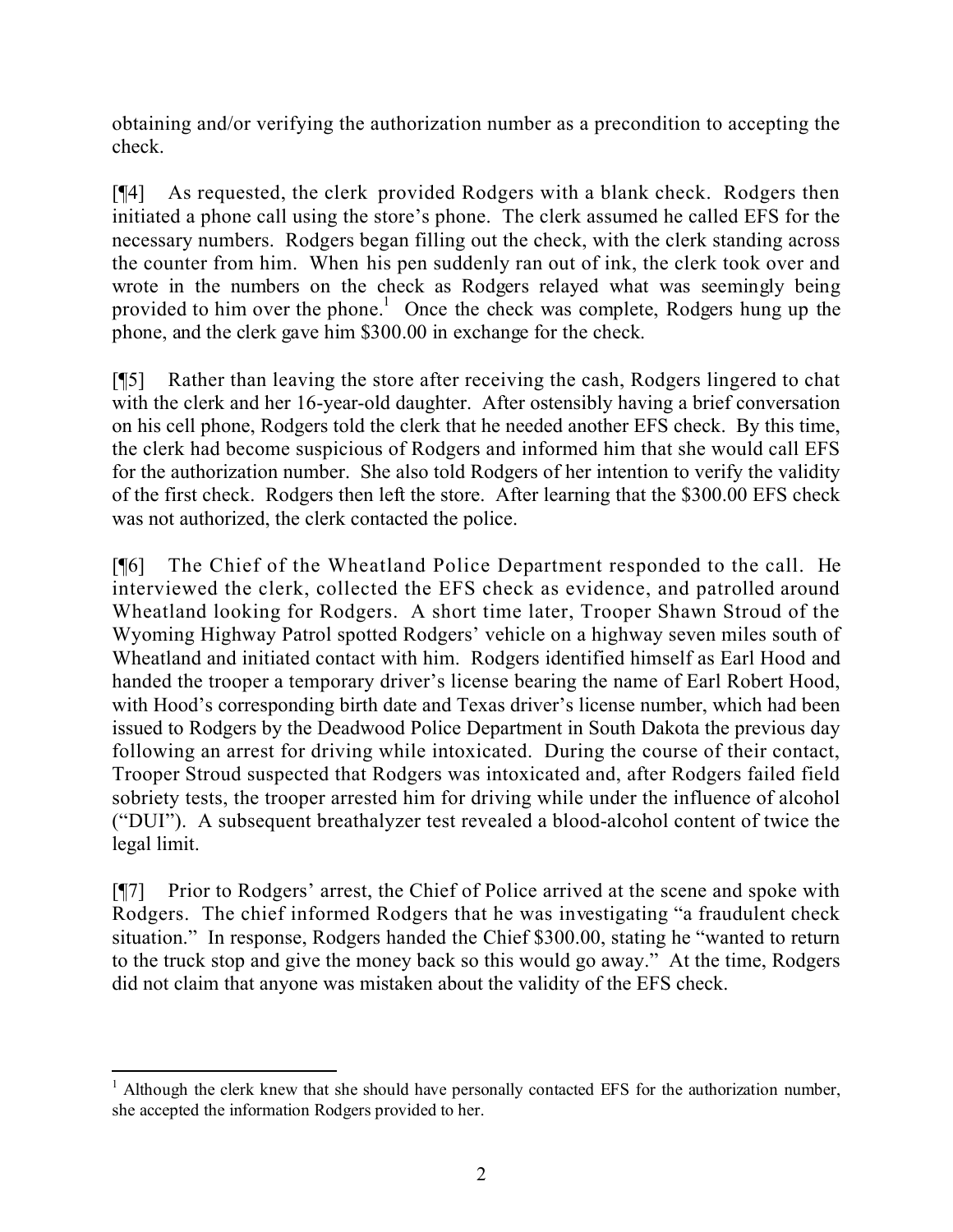obtaining and/or verifying the authorization number as a precondition to accepting the check.

[¶4] As requested, the clerk provided Rodgers with a blank check. Rodgers then initiated a phone call using the store's phone. The clerk assumed he called EFS for the necessary numbers. Rodgers began filling out the check, with the clerk standing across the counter from him. When his pen suddenly ran out of ink, the clerk took over and wrote in the numbers on the check as Rodgers relayed what was seemingly being provided to him over the phone.[1] Once the check was complete, Rodgers hung up the phone, and the clerk gave him $300.00 in exchange for the check.

[¶5] Rather than leaving the store after receiving the cash, Rodgers lingered to chat with the clerk and her 16-year-old daughter. After ostensibly having a brief conversation on his cell phone, Rodgers told the clerk that he needed another EFS check. By this time, the clerk had become suspicious of Rodgers and informed him that she would call EFS for the authorization number. She also told Rodgers of her intention to verify the validity of the first check. Rodgers then left the store. After learning that the $300.00 EFS check was not authorized, the clerk contacted the police.

[¶6] The Chief of the Wheatland Police Department responded to the call. He interviewed the clerk, collected the EFS check as evidence, and patrolled around Wheatland looking for Rodgers. A short time later, Trooper Shawn Stroud of the Wyoming Highway Patrol spotted Rodgers' vehicle on a highway seven miles south of Wheatland and initiated contact with him. Rodgers identified himself as Earl Hood and handed the trooper a temporary driver's license bearing the name of Earl Robert Hood, with Hood's corresponding birth date and Texas driver's license number, which had been issued to Rodgers by the Deadwood Police Department in South Dakota the previous day following an arrest for driving while intoxicated. During the course of their contact, Trooper Stroud suspected that Rodgers was intoxicated and, after Rodgers failed field sobriety tests, the trooper arrested him for driving while under the influence of alcohol ("DUI"). A subsequent breathalyzer test revealed a blood-alcohol content of twice the legal limit.

[¶7] Prior to Rodgers' arrest, the Chief of Police arrived at the scene and spoke with Rodgers. The chief informed Rodgers that he was investigating "a fraudulent check situation." In response, Rodgers handed the Chief $300.00, stating he "wanted to return to the truck stop and give the money back so this would go away." At the time, Rodgers did not claim that anyone was mistaken about the validity of the EFS check.

---

[1] Although the clerk knew that she should have personally contacted EFS for the authorization number, she accepted the information Rodgers provided to her.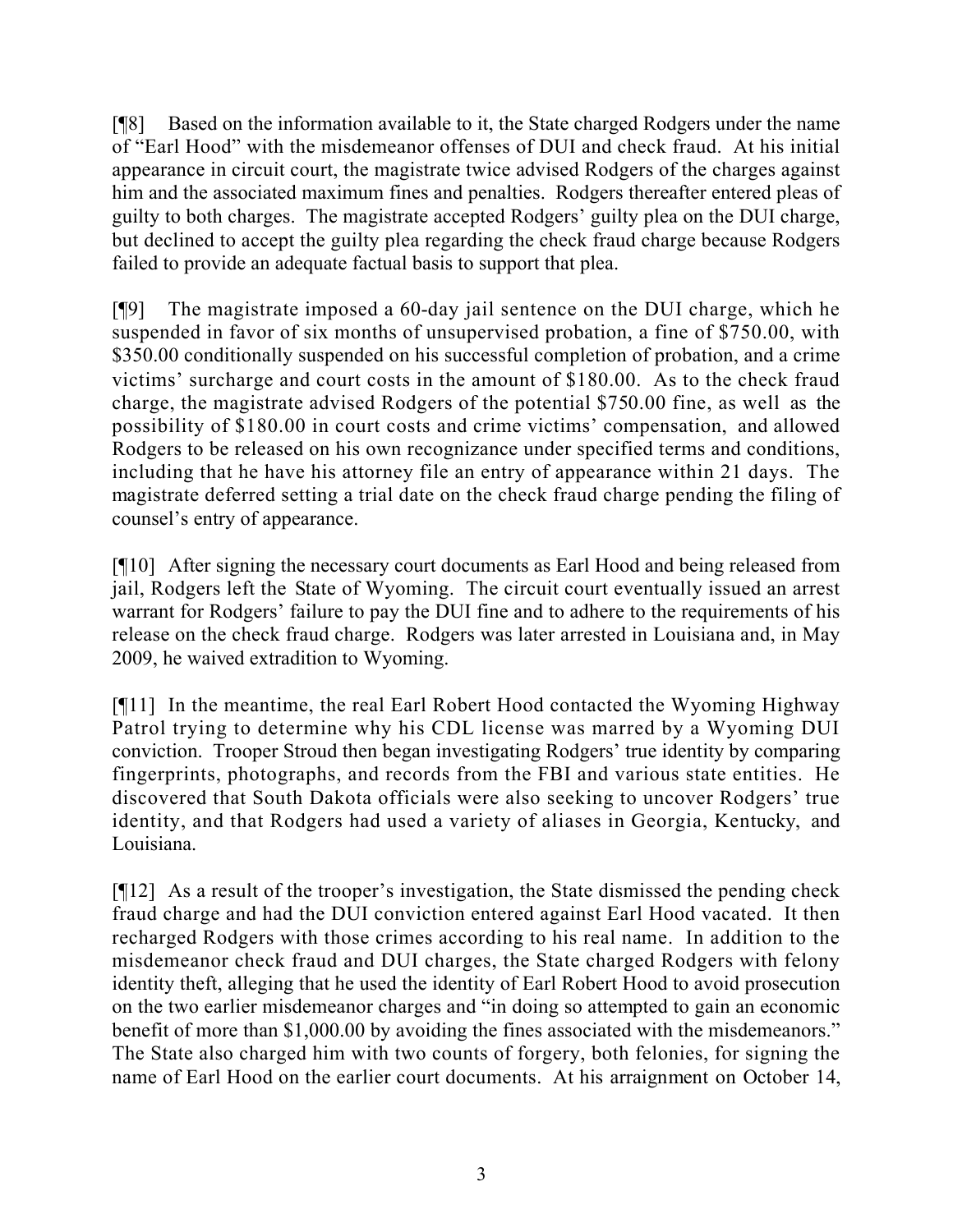[¶8] Based on the information available to it, the State charged Rodgers under the name of "Earl Hood" with the misdemeanor offenses of DUI and check fraud. At his initial appearance in circuit court, the magistrate twice advised Rodgers of the charges against him and the associated maximum fines and penalties. Rodgers thereafter entered pleas of guilty to both charges. The magistrate accepted Rodgers' guilty plea on the DUI charge, but declined to accept the guilty plea regarding the check fraud charge because Rodgers failed to provide an adequate factual basis to support that plea.

[¶9] The magistrate imposed a 60-day jail sentence on the DUI charge, which he suspended in favor of six months of unsupervised probation, a fine of $750.00, with $350.00 conditionally suspended on his successful completion of probation, and a crime victims' surcharge and court costs in the amount of $180.00. As to the check fraud charge, the magistrate advised Rodgers of the potential $750.00 fine, as well as the possibility of $180.00 in court costs and crime victims' compensation, and allowed Rodgers to be released on his own recognizance under specified terms and conditions, including that he have his attorney file an entry of appearance within 21 days. The magistrate deferred setting a trial date on the check fraud charge pending the filing of counsel's entry of appearance.

[¶10] After signing the necessary court documents as Earl Hood and being released from jail, Rodgers left the State of Wyoming. The circuit court eventually issued an arrest warrant for Rodgers' failure to pay the DUI fine and to adhere to the requirements of his release on the check fraud charge. Rodgers was later arrested in Louisiana and, in May 2009, he waived extradition to Wyoming.

[¶11] In the meantime, the real Earl Robert Hood contacted the Wyoming Highway Patrol trying to determine why his CDL license was marred by a Wyoming DUI conviction. Trooper Stroud then began investigating Rodgers' true identity by comparing fingerprints, photographs, and records from the FBI and various state entities. He discovered that South Dakota officials were also seeking to uncover Rodgers' true identity, and that Rodgers had used a variety of aliases in Georgia, Kentucky, and Louisiana.

[¶12] As a result of the trooper's investigation, the State dismissed the pending check fraud charge and had the DUI conviction entered against Earl Hood vacated. It then recharged Rodgers with those crimes according to his real name. In addition to the misdemeanor check fraud and DUI charges, the State charged Rodgers with felony identity theft, alleging that he used the identity of Earl Robert Hood to avoid prosecution on the two earlier misdemeanor charges and "in doing so attempted to gain an economic benefit of more than $1,000.00 by avoiding the fines associated with the misdemeanors." The State also charged him with two counts of forgery, both felonies, for signing the name of Earl Hood on the earlier court documents. At his arraignment on October 14,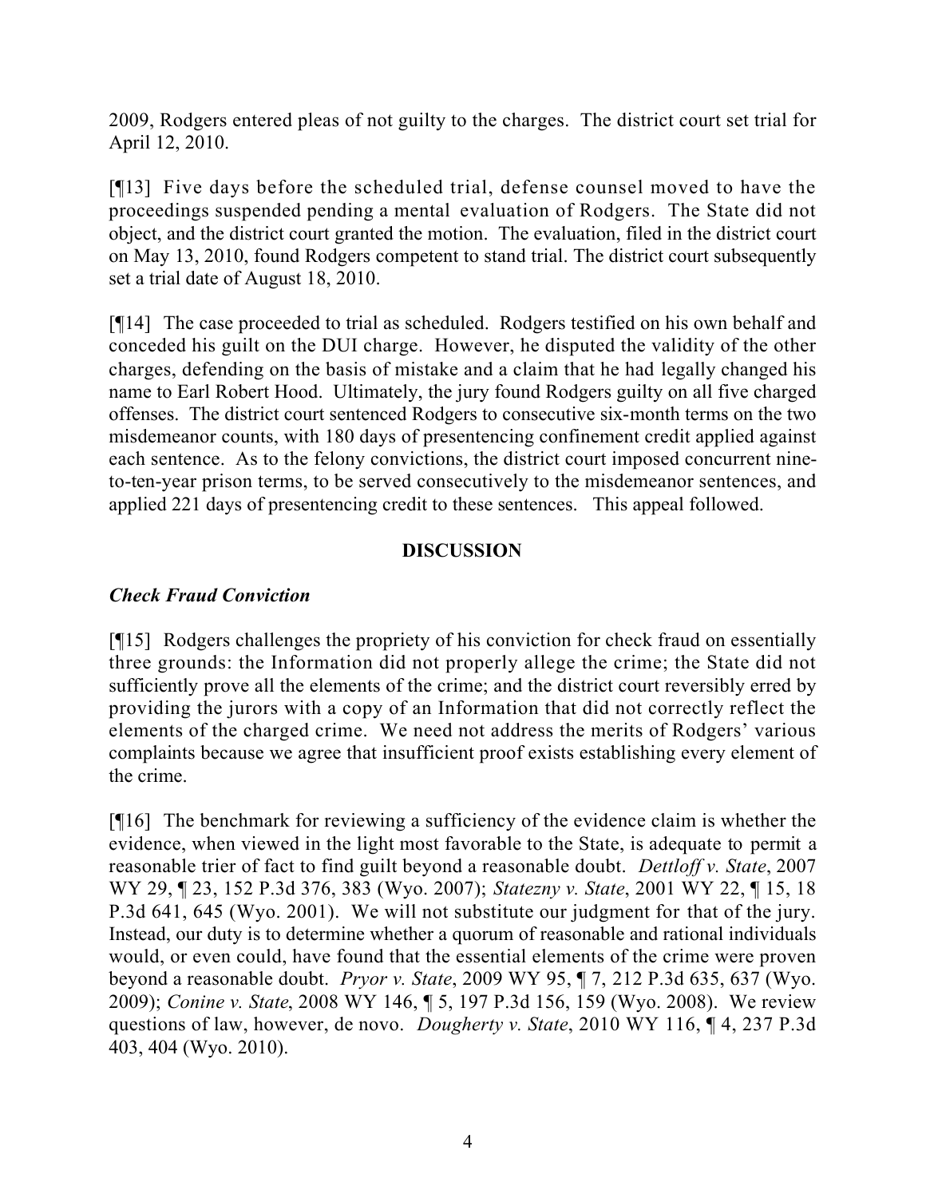2009, Rodgers entered pleas of not guilty to the charges. The district court set trial for April 12, 2010.

[¶13] Five days before the scheduled trial, defense counsel moved to have the proceedings suspended pending a mental evaluation of Rodgers. The State did not object, and the district court granted the motion. The evaluation, filed in the district court on May 13, 2010, found Rodgers competent to stand trial. The district court subsequently set a trial date of August 18, 2010.

[¶14] The case proceeded to trial as scheduled. Rodgers testified on his own behalf and conceded his guilt on the DUI charge. However, he disputed the validity of the other charges, defending on the basis of mistake and a claim that he had legally changed his name to Earl Robert Hood. Ultimately, the jury found Rodgers guilty on all five charged offenses. The district court sentenced Rodgers to consecutive six-month terms on the two misdemeanor counts, with 180 days of presentencing confinement credit applied against each sentence. As to the felony convictions, the district court imposed concurrent nine-to-ten-year prison terms, to be served consecutively to the misdemeanor sentences, and applied 221 days of presentencing credit to these sentences. This appeal followed.

## DISCUSSION

### *Check Fraud Conviction*

[¶15] Rodgers challenges the propriety of his conviction for check fraud on essentially three grounds: the Information did not properly allege the crime; the State did not sufficiently prove all the elements of the crime; and the district court reversibly erred by providing the jurors with a copy of an Information that did not correctly reflect the elements of the charged crime. We need not address the merits of Rodgers' various complaints because we agree that insufficient proof exists establishing every element of the crime.

[¶16] The benchmark for reviewing a sufficiency of the evidence claim is whether the evidence, when viewed in the light most favorable to the State, is adequate to permit a reasonable trier of fact to find guilt beyond a reasonable doubt. *Dettloff v. State*, 2007 WY 29, ¶ 23, 152 P.3d 376, 383 (Wyo. 2007); *Statezny v. State*, 2001 WY 22, ¶ 15, 18 P.3d 641, 645 (Wyo. 2001). We will not substitute our judgment for that of the jury. Instead, our duty is to determine whether a quorum of reasonable and rational individuals would, or even could, have found that the essential elements of the crime were proven beyond a reasonable doubt. *Pryor v. State*, 2009 WY 95, ¶ 7, 212 P.3d 635, 637 (Wyo. 2009); *Conine v. State*, 2008 WY 146, ¶ 5, 197 P.3d 156, 159 (Wyo. 2008). We review questions of law, however, de novo. *Dougherty v. State*, 2010 WY 116, ¶ 4, 237 P.3d 403, 404 (Wyo. 2010).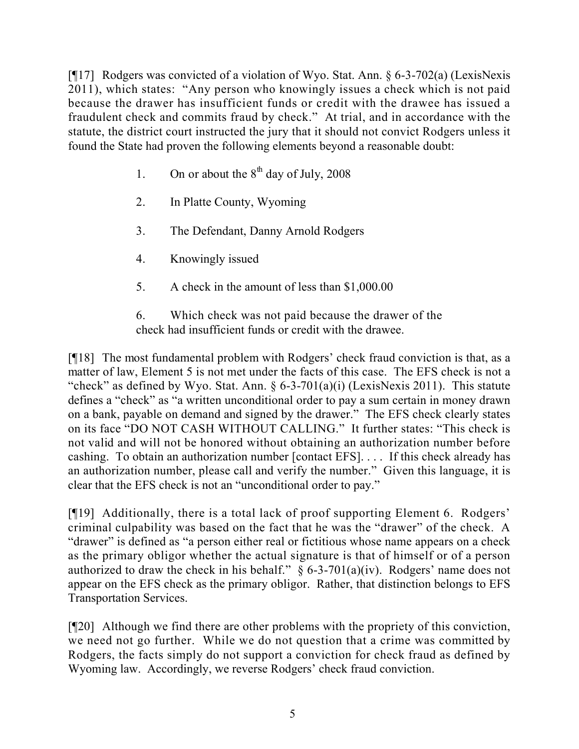[¶17] Rodgers was convicted of a violation of Wyo. Stat. Ann. § 6-3-702(a) (LexisNexis 2011), which states: "Any person who knowingly issues a check which is not paid because the drawer has insufficient funds or credit with the drawee has issued a fraudulent check and commits fraud by check." At trial, and in accordance with the statute, the district court instructed the jury that it should not convict Rodgers unless it found the State had proven the following elements beyond a reasonable doubt:

1. On or about the 8th day of July, 2008
2. In Platte County, Wyoming
3. The Defendant, Danny Arnold Rodgers
4. Knowingly issued
5. A check in the amount of less than $1,000.00
6. Which check was not paid because the drawer of the check had insufficient funds or credit with the drawee.

[¶18] The most fundamental problem with Rodgers' check fraud conviction is that, as a matter of law, Element 5 is not met under the facts of this case. The EFS check is not a "check" as defined by Wyo. Stat. Ann. § 6-3-701(a)(i) (LexisNexis 2011). This statute defines a "check" as "a written unconditional order to pay a sum certain in money drawn on a bank, payable on demand and signed by the drawer." The EFS check clearly states on its face "DO NOT CASH WITHOUT CALLING." It further states: "This check is not valid and will not be honored without obtaining an authorization number before cashing. To obtain an authorization number [contact EFS]. . . . If this check already has an authorization number, please call and verify the number." Given this language, it is clear that the EFS check is not an "unconditional order to pay."

[¶19] Additionally, there is a total lack of proof supporting Element 6. Rodgers' criminal culpability was based on the fact that he was the "drawer" of the check. A "drawer" is defined as "a person either real or fictitious whose name appears on a check as the primary obligor whether the actual signature is that of himself or of a person authorized to draw the check in his behalf." § 6-3-701(a)(iv). Rodgers' name does not appear on the EFS check as the primary obligor. Rather, that distinction belongs to EFS Transportation Services.

[¶20] Although we find there are other problems with the propriety of this conviction, we need not go further. While we do not question that a crime was committed by Rodgers, the facts simply do not support a conviction for check fraud as defined by Wyoming law. Accordingly, we reverse Rodgers' check fraud conviction.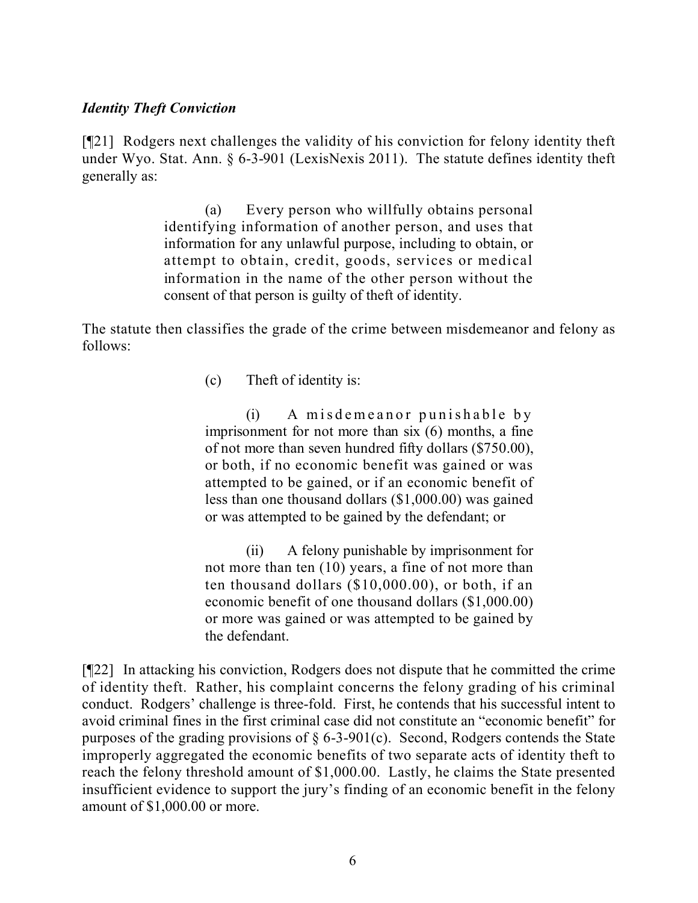### *Identity Theft Conviction*

[¶21] Rodgers next challenges the validity of his conviction for felony identity theft under Wyo. Stat. Ann. § 6-3-901 (LexisNexis 2011). The statute defines identity theft generally as:

> (a) Every person who willfully obtains personal identifying information of another person, and uses that information for any unlawful purpose, including to obtain, or attempt to obtain, credit, goods, services or medical information in the name of the other person without the consent of that person is guilty of theft of identity.

The statute then classifies the grade of the crime between misdemeanor and felony as follows:

> (c) Theft of identity is:
>
> (i) A misdemeanor punishable by imprisonment for not more than six (6) months, a fine of not more than seven hundred fifty dollars ($750.00), or both, if no economic benefit was gained or was attempted to be gained, or if an economic benefit of less than one thousand dollars ($1,000.00) was gained or was attempted to be gained by the defendant; or
>
> (ii) A felony punishable by imprisonment for not more than ten (10) years, a fine of not more than ten thousand dollars ($10,000.00), or both, if an economic benefit of one thousand dollars ($1,000.00) or more was gained or was attempted to be gained by the defendant.

[¶22] In attacking his conviction, Rodgers does not dispute that he committed the crime of identity theft. Rather, his complaint concerns the felony grading of his criminal conduct. Rodgers' challenge is three-fold. First, he contends that his successful intent to avoid criminal fines in the first criminal case did not constitute an "economic benefit" for purposes of the grading provisions of § 6-3-901(c). Second, Rodgers contends the State improperly aggregated the economic benefits of two separate acts of identity theft to reach the felony threshold amount of $1,000.00. Lastly, he claims the State presented insufficient evidence to support the jury's finding of an economic benefit in the felony amount of $1,000.00 or more.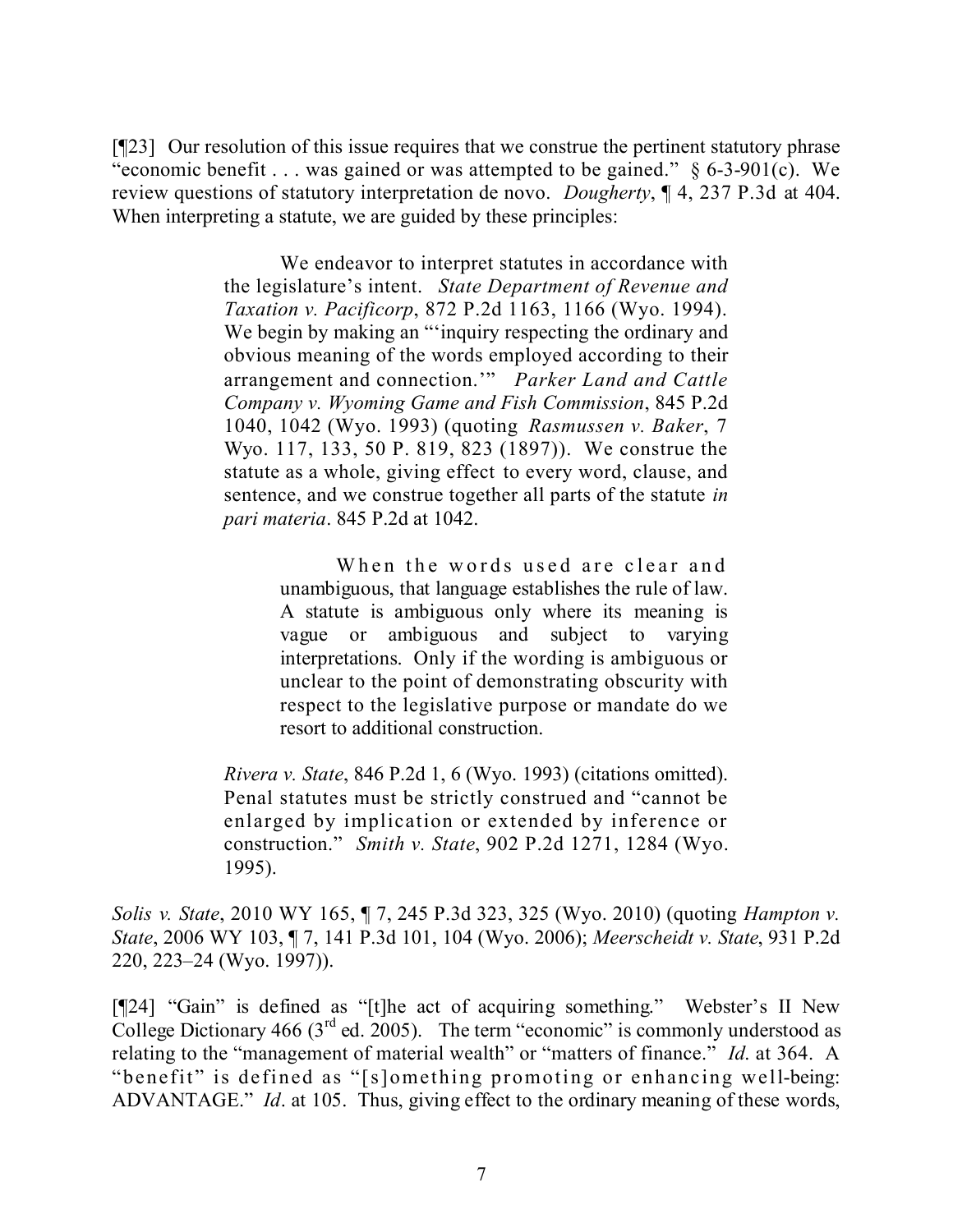[¶23] Our resolution of this issue requires that we construe the pertinent statutory phrase "economic benefit . . . was gained or was attempted to be gained." § 6-3-901(c). We review questions of statutory interpretation de novo. *Dougherty*, ¶ 4, 237 P.3d at 404. When interpreting a statute, we are guided by these principles:

> We endeavor to interpret statutes in accordance with the legislature's intent. *State Department of Revenue and Taxation v. Pacificorp*, 872 P.2d 1163, 1166 (Wyo. 1994). We begin by making an "'inquiry respecting the ordinary and obvious meaning of the words employed according to their arrangement and connection.'" *Parker Land and Cattle Company v. Wyoming Game and Fish Commission*, 845 P.2d 1040, 1042 (Wyo. 1993) (quoting *Rasmussen v. Baker*, 7 Wyo. 117, 133, 50 P. 819, 823 (1897)). We construe the statute as a whole, giving effect to every word, clause, and sentence, and we construe together all parts of the statute *in pari materia*. 845 P.2d at 1042.
>
> > When the words used are clear and unambiguous, that language establishes the rule of law. A statute is ambiguous only where its meaning is vague or ambiguous and subject to varying interpretations. Only if the wording is ambiguous or unclear to the point of demonstrating obscurity with respect to the legislative purpose or mandate do we resort to additional construction.
>
> *Rivera v. State*, 846 P.2d 1, 6 (Wyo. 1993) (citations omitted). Penal statutes must be strictly construed and "cannot be enlarged by implication or extended by inference or construction." *Smith v. State*, 902 P.2d 1271, 1284 (Wyo. 1995).

*Solis v. State*, 2010 WY 165, ¶ 7, 245 P.3d 323, 325 (Wyo. 2010) (quoting *Hampton v. State*, 2006 WY 103, ¶ 7, 141 P.3d 101, 104 (Wyo. 2006); *Meerscheidt v. State*, 931 P.2d 220, 223–24 (Wyo. 1997)).

[¶24] "Gain" is defined as "[t]he act of acquiring something." Webster's II New College Dictionary 466 (3rd ed. 2005). The term "economic" is commonly understood as relating to the "management of material wealth" or "matters of finance." *Id*. at 364. A "benefit" is defined as "[s]omething promoting or enhancing well-being: ADVANTAGE." *Id*. at 105. Thus, giving effect to the ordinary meaning of these words,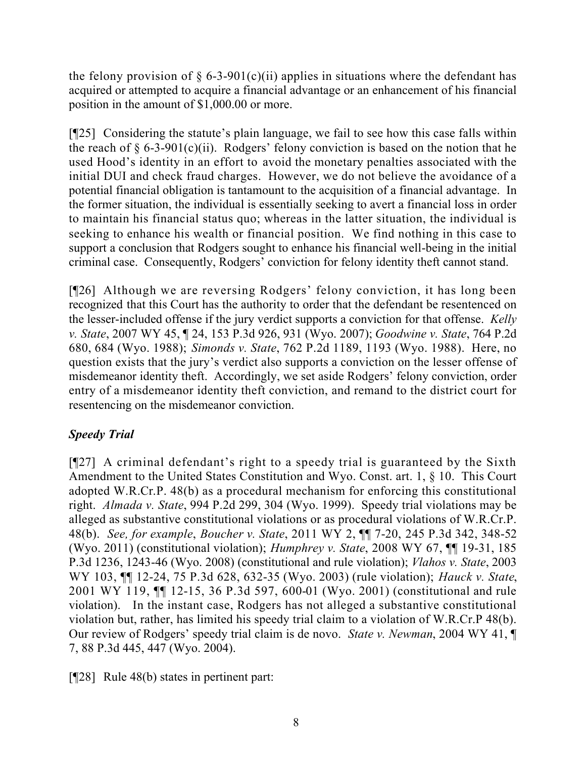the felony provision of § 6-3-901(c)(ii) applies in situations where the defendant has acquired or attempted to acquire a financial advantage or an enhancement of his financial position in the amount of $1,000.00 or more.

[¶25] Considering the statute's plain language, we fail to see how this case falls within the reach of § 6-3-901(c)(ii). Rodgers' felony conviction is based on the notion that he used Hood's identity in an effort to avoid the monetary penalties associated with the initial DUI and check fraud charges. However, we do not believe the avoidance of a potential financial obligation is tantamount to the acquisition of a financial advantage. In the former situation, the individual is essentially seeking to avert a financial loss in order to maintain his financial status quo; whereas in the latter situation, the individual is seeking to enhance his wealth or financial position. We find nothing in this case to support a conclusion that Rodgers sought to enhance his financial well-being in the initial criminal case. Consequently, Rodgers' conviction for felony identity theft cannot stand.

[¶26] Although we are reversing Rodgers' felony conviction, it has long been recognized that this Court has the authority to order that the defendant be resentenced on the lesser-included offense if the jury verdict supports a conviction for that offense. *Kelly v. State*, 2007 WY 45, ¶ 24, 153 P.3d 926, 931 (Wyo. 2007); *Goodwine v. State*, 764 P.2d 680, 684 (Wyo. 1988); *Simonds v. State*, 762 P.2d 1189, 1193 (Wyo. 1988). Here, no question exists that the jury's verdict also supports a conviction on the lesser offense of misdemeanor identity theft. Accordingly, we set aside Rodgers' felony conviction, order entry of a misdemeanor identity theft conviction, and remand to the district court for resentencing on the misdemeanor conviction.

### *Speedy Trial*

[¶27] A criminal defendant's right to a speedy trial is guaranteed by the Sixth Amendment to the United States Constitution and Wyo. Const. art. 1, § 10. This Court adopted W.R.Cr.P. 48(b) as a procedural mechanism for enforcing this constitutional right. *Almada v. State*, 994 P.2d 299, 304 (Wyo. 1999). Speedy trial violations may be alleged as substantive constitutional violations or as procedural violations of W.R.Cr.P. 48(b). *See, for example*, *Boucher v. State*, 2011 WY 2, ¶¶ 7-20, 245 P.3d 342, 348-52 (Wyo. 2011) (constitutional violation); *Humphrey v. State*, 2008 WY 67, ¶¶ 19-31, 185 P.3d 1236, 1243-46 (Wyo. 2008) (constitutional and rule violation); *Vlahos v. State*, 2003 WY 103, ¶¶ 12-24, 75 P.3d 628, 632-35 (Wyo. 2003) (rule violation); *Hauck v. State*, 2001 WY 119, ¶¶ 12-15, 36 P.3d 597, 600-01 (Wyo. 2001) (constitutional and rule violation). In the instant case, Rodgers has not alleged a substantive constitutional violation but, rather, has limited his speedy trial claim to a violation of W.R.Cr.P 48(b). Our review of Rodgers' speedy trial claim is de novo. *State v. Newman*, 2004 WY 41, ¶ 7, 88 P.3d 445, 447 (Wyo. 2004).

[¶28] Rule 48(b) states in pertinent part: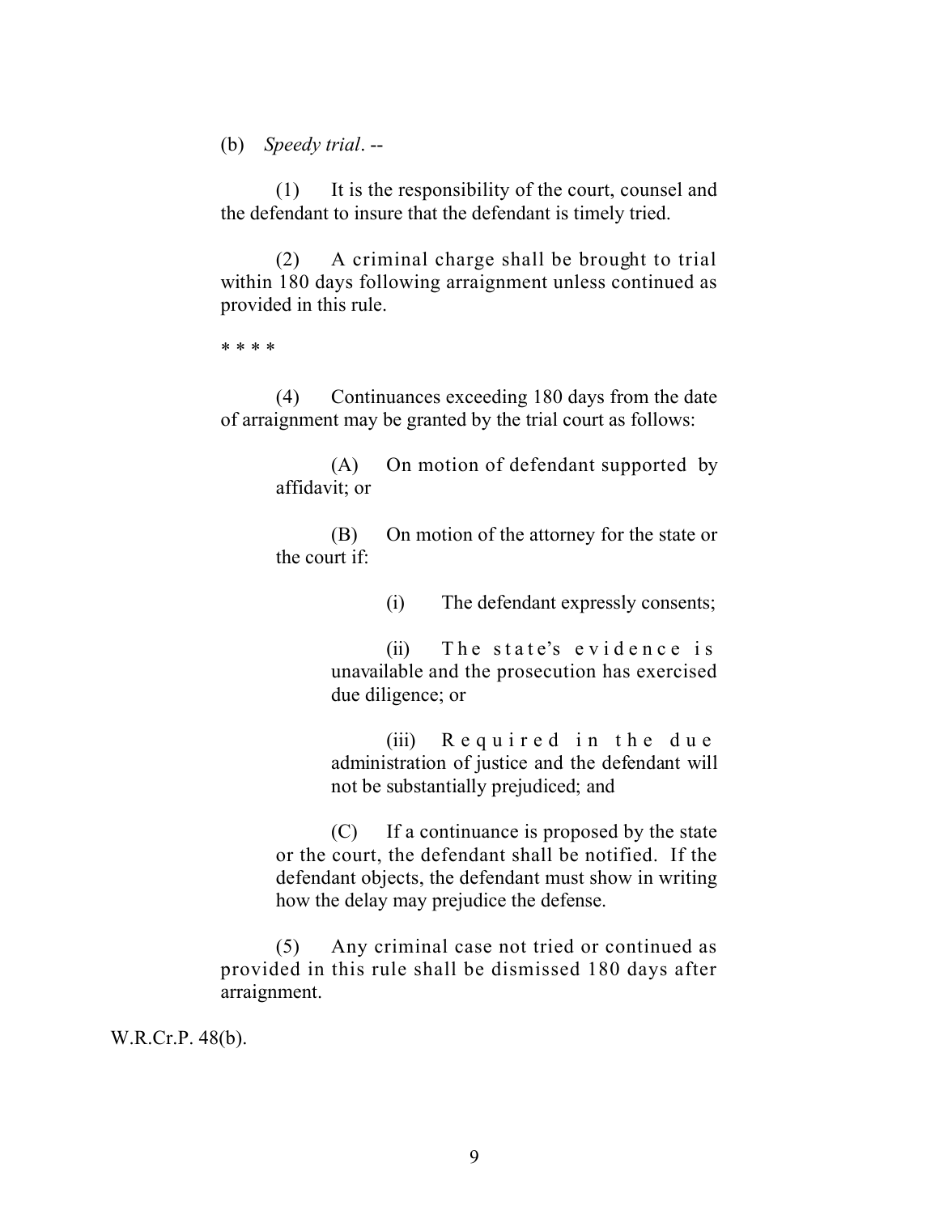(b) *Speedy trial*. --

(1) It is the responsibility of the court, counsel and the defendant to insure that the defendant is timely tried.

(2) A criminal charge shall be brought to trial within 180 days following arraignment unless continued as provided in this rule.

* * * *

(4) Continuances exceeding 180 days from the date of arraignment may be granted by the trial court as follows:

(A) On motion of defendant supported by affidavit; or

(B) On motion of the attorney for the state or the court if:

(i) The defendant expressly consents;

(ii) The state's evidence is unavailable and the prosecution has exercised due diligence; or

(iii) Required in the due administration of justice and the defendant will not be substantially prejudiced; and

(C) If a continuance is proposed by the state or the court, the defendant shall be notified. If the defendant objects, the defendant must show in writing how the delay may prejudice the defense.

(5) Any criminal case not tried or continued as provided in this rule shall be dismissed 180 days after arraignment.

W.R.Cr.P. 48(b).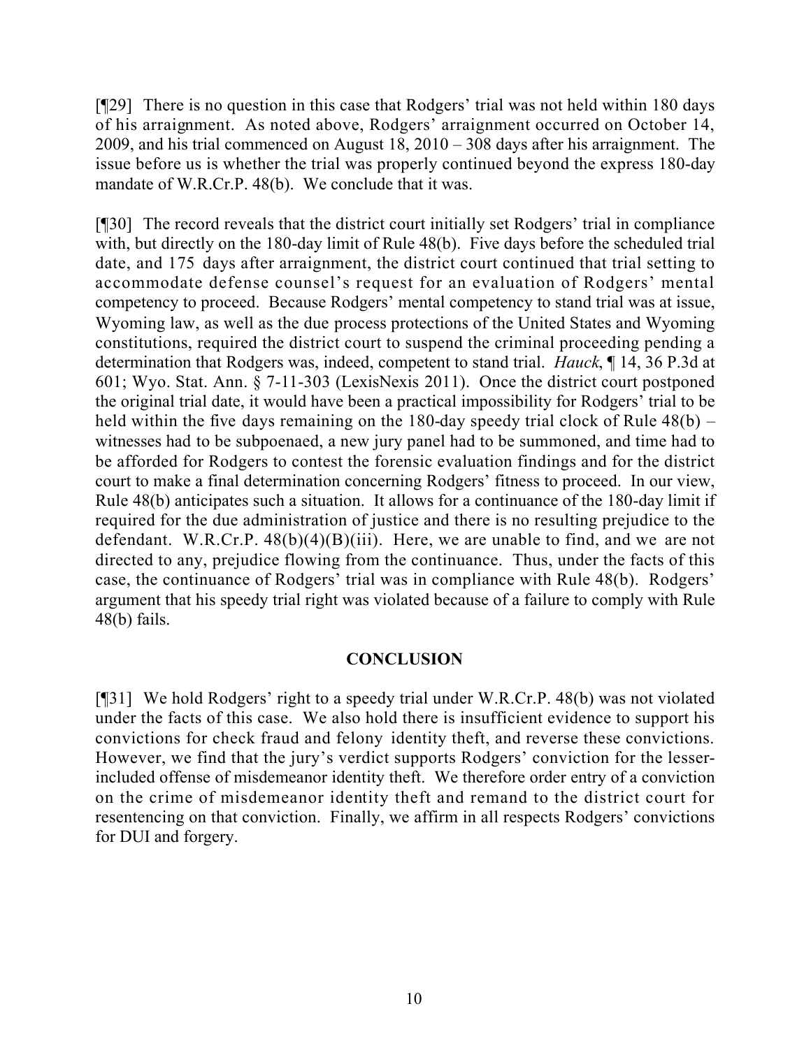[¶29] There is no question in this case that Rodgers' trial was not held within 180 days of his arraignment. As noted above, Rodgers' arraignment occurred on October 14, 2009, and his trial commenced on August 18, 2010 – 308 days after his arraignment. The issue before us is whether the trial was properly continued beyond the express 180-day mandate of W.R.Cr.P. 48(b). We conclude that it was.

[¶30] The record reveals that the district court initially set Rodgers' trial in compliance with, but directly on the 180-day limit of Rule 48(b). Five days before the scheduled trial date, and 175 days after arraignment, the district court continued that trial setting to accommodate defense counsel's request for an evaluation of Rodgers' mental competency to proceed. Because Rodgers' mental competency to stand trial was at issue, Wyoming law, as well as the due process protections of the United States and Wyoming constitutions, required the district court to suspend the criminal proceeding pending a determination that Rodgers was, indeed, competent to stand trial. *Hauck*, ¶ 14, 36 P.3d at 601; Wyo. Stat. Ann. § 7-11-303 (LexisNexis 2011). Once the district court postponed the original trial date, it would have been a practical impossibility for Rodgers' trial to be held within the five days remaining on the 180-day speedy trial clock of Rule 48(b) – witnesses had to be subpoenaed, a new jury panel had to be summoned, and time had to be afforded for Rodgers to contest the forensic evaluation findings and for the district court to make a final determination concerning Rodgers' fitness to proceed. In our view, Rule 48(b) anticipates such a situation. It allows for a continuance of the 180-day limit if required for the due administration of justice and there is no resulting prejudice to the defendant. W.R.Cr.P. 48(b)(4)(B)(iii). Here, we are unable to find, and we are not directed to any, prejudice flowing from the continuance. Thus, under the facts of this case, the continuance of Rodgers' trial was in compliance with Rule 48(b). Rodgers' argument that his speedy trial right was violated because of a failure to comply with Rule 48(b) fails.

## CONCLUSION

[¶31] We hold Rodgers' right to a speedy trial under W.R.Cr.P. 48(b) was not violated under the facts of this case. We also hold there is insufficient evidence to support his convictions for check fraud and felony identity theft, and reverse these convictions. However, we find that the jury's verdict supports Rodgers' conviction for the lesser-included offense of misdemeanor identity theft. We therefore order entry of a conviction on the crime of misdemeanor identity theft and remand to the district court for resentencing on that conviction. Finally, we affirm in all respects Rodgers' convictions for DUI and forgery.